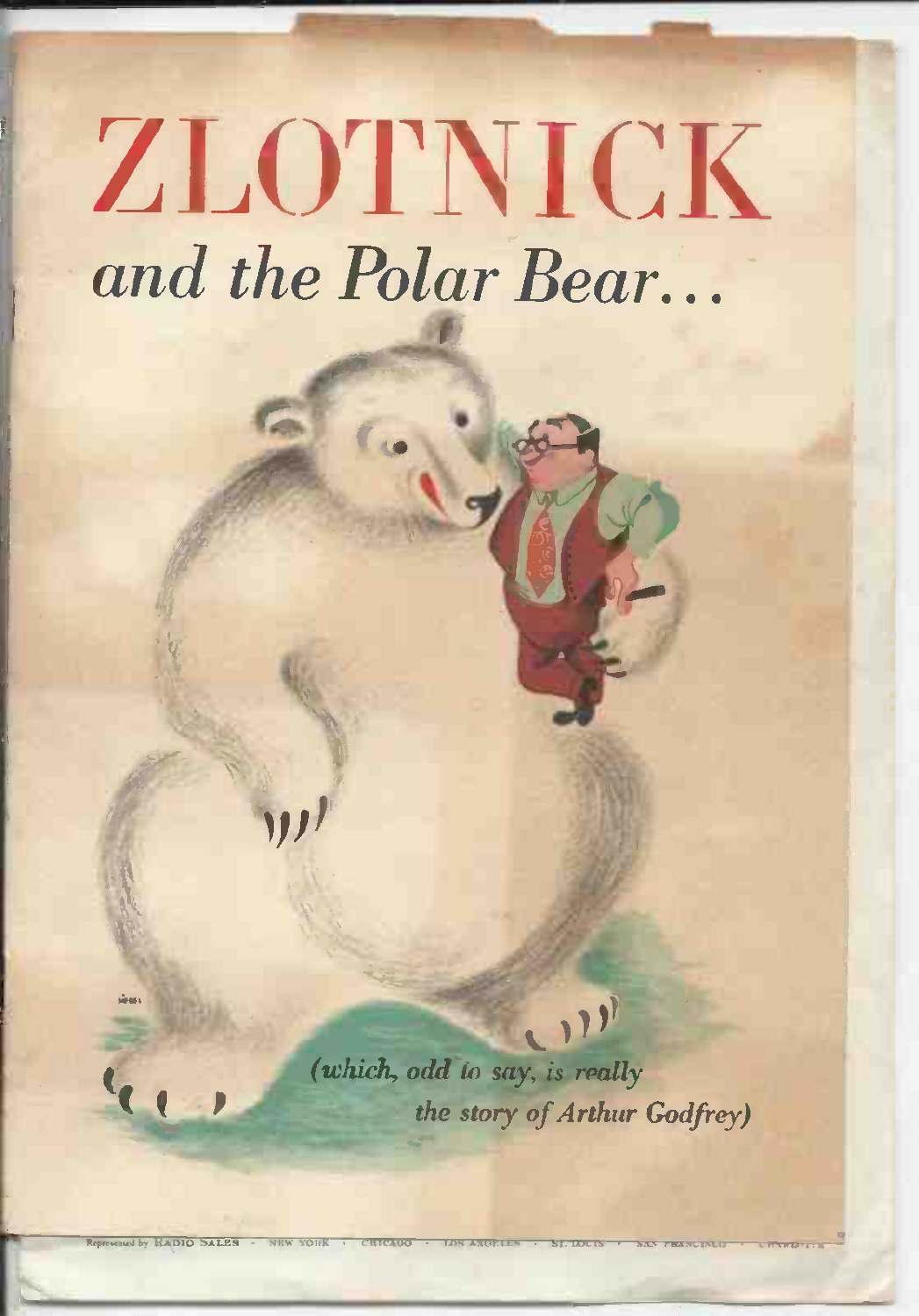# ZLOTNICK

## *and the Polar Bear...*

*(which, odd to say, is really the story of Arthur Godfrey)*

Represented by RADIO SALES · NEW YORK · CHICAGO · LOS ANGELES · ST. LOUIS · SAN FRANCISCO · CHARLOTTE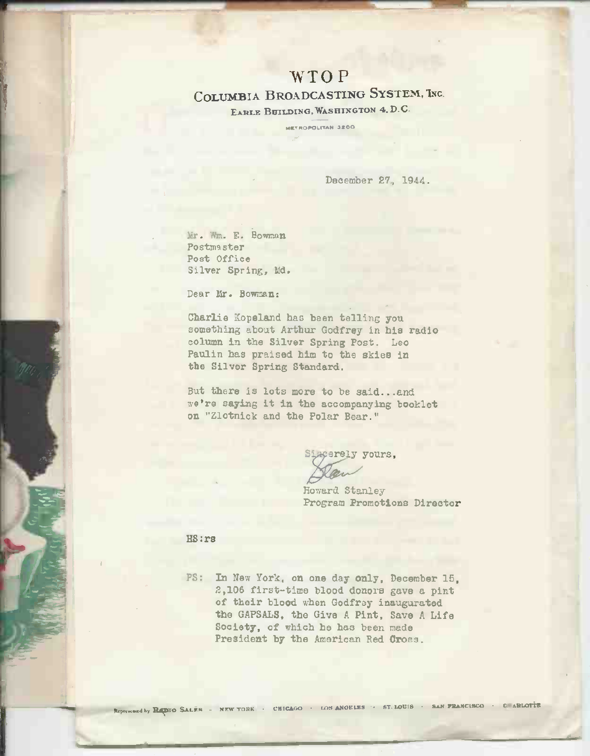# WTOP

## Columbia Broadcasting System, Inc.

Earle Building, Washington 4, D.C.

Metropolitan 3200

December 27, 1944.

Mr. Wm. E. Bowman
Postmaster
Post Office
Silver Spring, Md.

Dear Mr. Bowman:

Charlie Kopeland has been telling you something about Arthur Godfrey in his radio column in the Silver Spring Post. Leo Paulin has praised him to the skies in the Silver Spring Standard.

But there is lots more to be said...and we're saying it in the accompanying booklet on "Zlotnick and the Polar Bear."

Sincerely yours,

Stan

Howard Stanley
Program Promotions Director

HS:rs

PS: In New York, on one day only, December 15, 2,106 first-time blood donors gave a pint of their blood when Godfrey inaugurated the GAPSALS, the Give A Pint, Save A Life Society, of which he has been made President by the American Red Cross.

Represented by Radio Sales - New York · Chicago · Los Angeles · St. Louis · San Francisco · Charlotte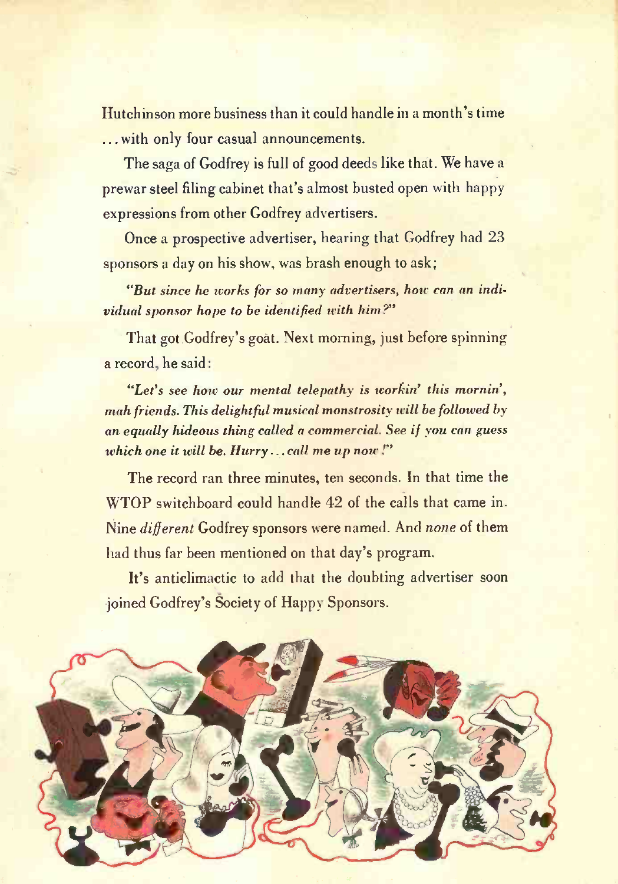Hutchinson more business than it could handle in a month's time ... with only four casual announcements.

The saga of Godfrey is full of good deeds like that. We have a prewar steel filing cabinet that's almost busted open with happy expressions from other Godfrey advertisers.

Once a prospective advertiser, hearing that Godfrey had 23 sponsors a day on his show, was brash enough to ask;

*"But since he works for so many advertisers, how can an individual sponsor hope to be identified with him?"*

That got Godfrey's goat. Next morning, just before spinning a record, he said:

*"Let's see how our mental telepathy is workin' this mornin', mah friends. This delightful musical monstrosity will be followed by an equally hideous thing called a commercial. See if you can guess which one it will be. Hurry ... call me up now!"*

The record ran three minutes, ten seconds. In that time the WTOP switchboard could handle 42 of the calls that came in. Nine *different* Godfrey sponsors were named. And *none* of them had thus far been mentioned on that day's program.

It's anticlimactic to add that the doubting advertiser soon joined Godfrey's Society of Happy Sponsors.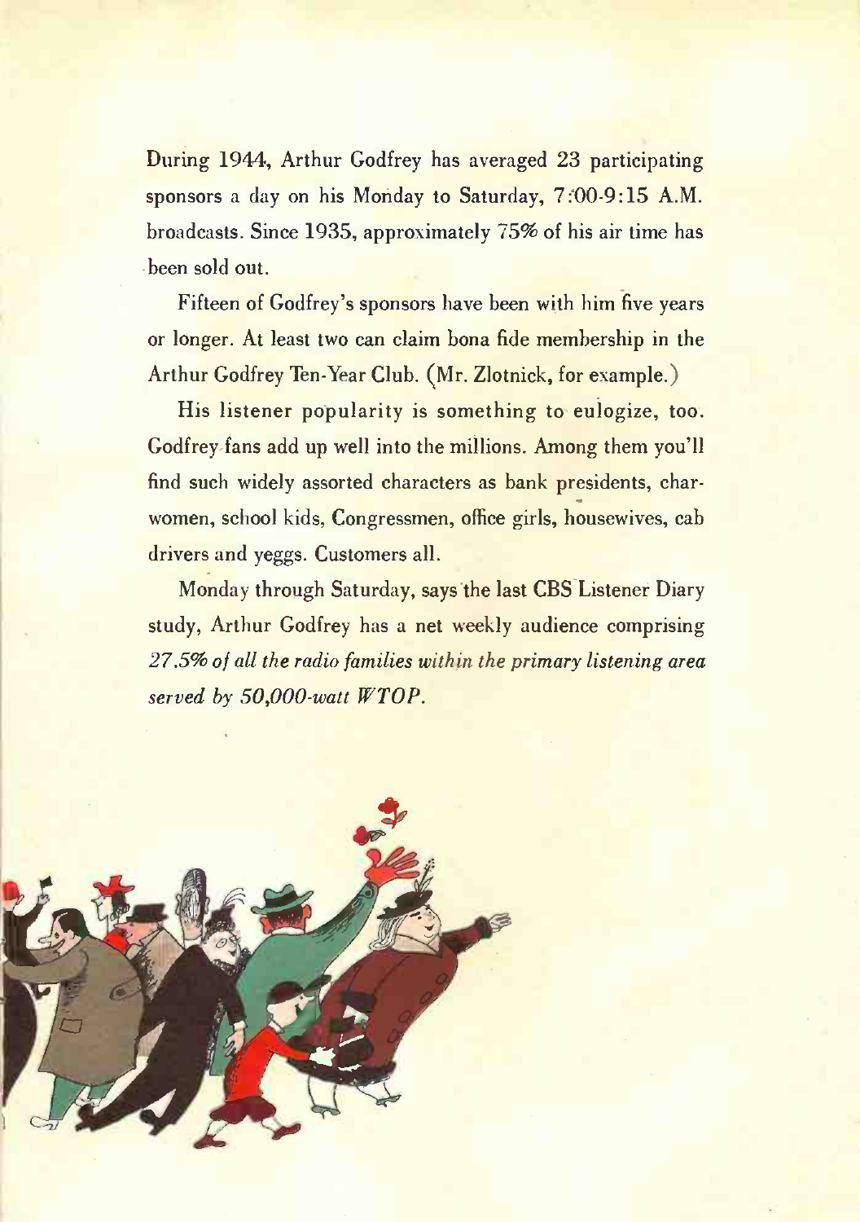During 1944, Arthur Godfrey has averaged 23 participating sponsors a day on his Monday to Saturday, 7:00-9:15 A.M. broadcasts. Since 1935, approximately 75% of his air time has been sold out.

Fifteen of Godfrey's sponsors have been with him five years or longer. At least two can claim bona fide membership in the Arthur Godfrey Ten-Year Club. (Mr. Zlotnick, for example.)

His listener popularity is something to eulogize, too. Godfrey fans add up well into the millions. Among them you'll find such widely assorted characters as bank presidents, charwomen, school kids, Congressmen, office girls, housewives, cab drivers and yeggs. Customers all.

Monday through Saturday, says the last CBS Listener Diary study, Arthur Godfrey has a net weekly audience comprising *27.5% of all the radio families within the primary listening area served by 50,000-watt WTOP.*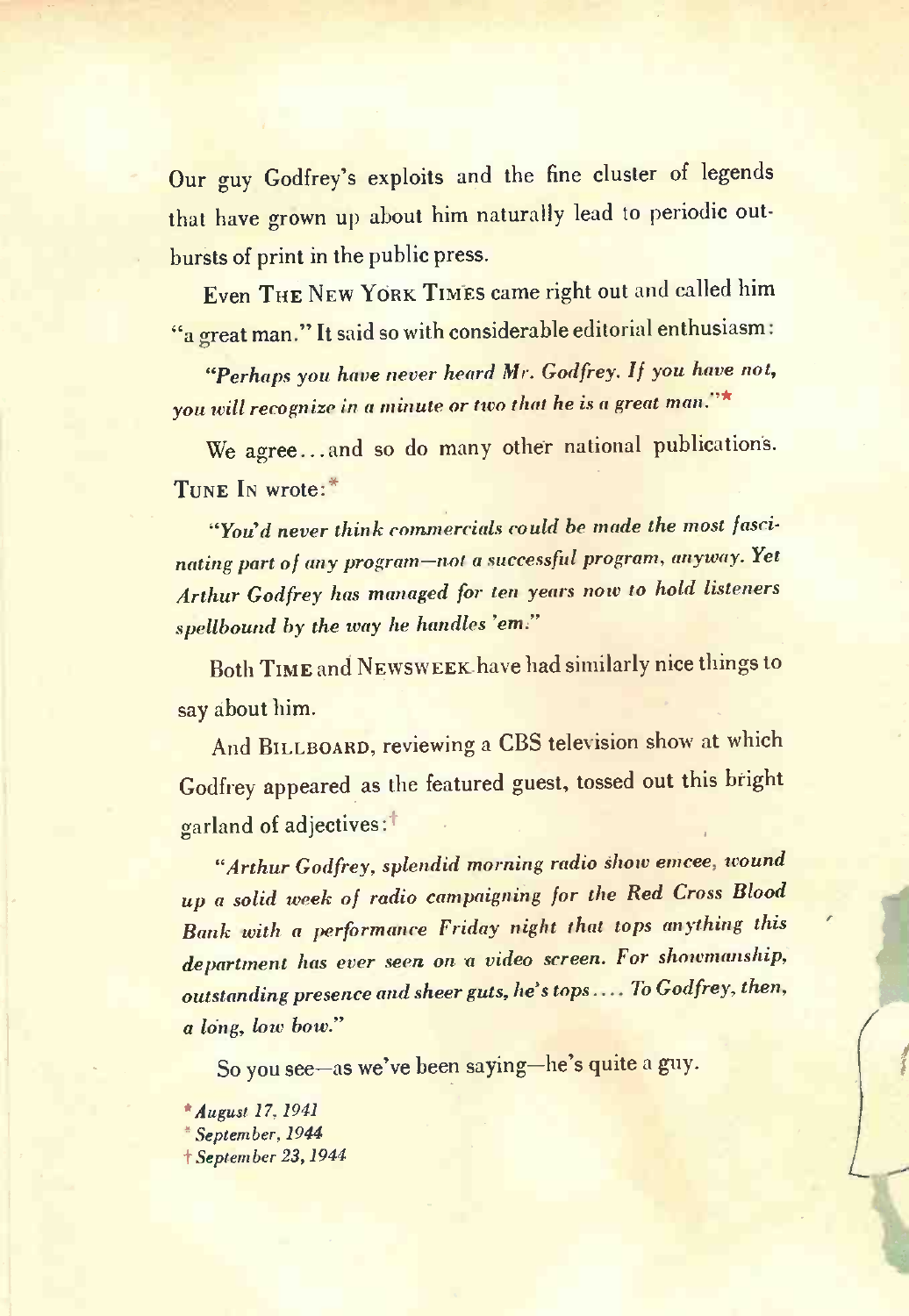Our guy Godfrey's exploits and the fine cluster of legends that have grown up about him naturally lead to periodic outbursts of print in the public press.

Even THE NEW YORK TIMES came right out and called him "a great man." It said so with considerable editorial enthusiasm:

*"Perhaps you have never heard Mr. Godfrey. If you have not, you will recognize in a minute or two that he is a great man."\**

We agree...and so do many other national publications. TUNE IN wrote:\*

*"You'd never think commercials could be made the most fascinating part of any program—not a successful program, anyway. Yet Arthur Godfrey has managed for ten years now to hold listeners spellbound by the way he handles 'em."*

Both TIME and NEWSWEEK have had similarly nice things to say about him.

And BILLBOARD, reviewing a CBS television show at which Godfrey appeared as the featured guest, tossed out this bright garland of adjectives:†

*"Arthur Godfrey, splendid morning radio show emcee, wound up a solid week of radio campaigning for the Red Cross Blood Bank with a performance Friday night that tops anything this department has ever seen on a video screen. For showmanship, outstanding presence and sheer guts, he's tops.... To Godfrey, then, a long, low bow."*

So you see—as we've been saying—he's quite a guy.

\* *August 17, 1941*
\* *September, 1944*
† *September 23, 1944*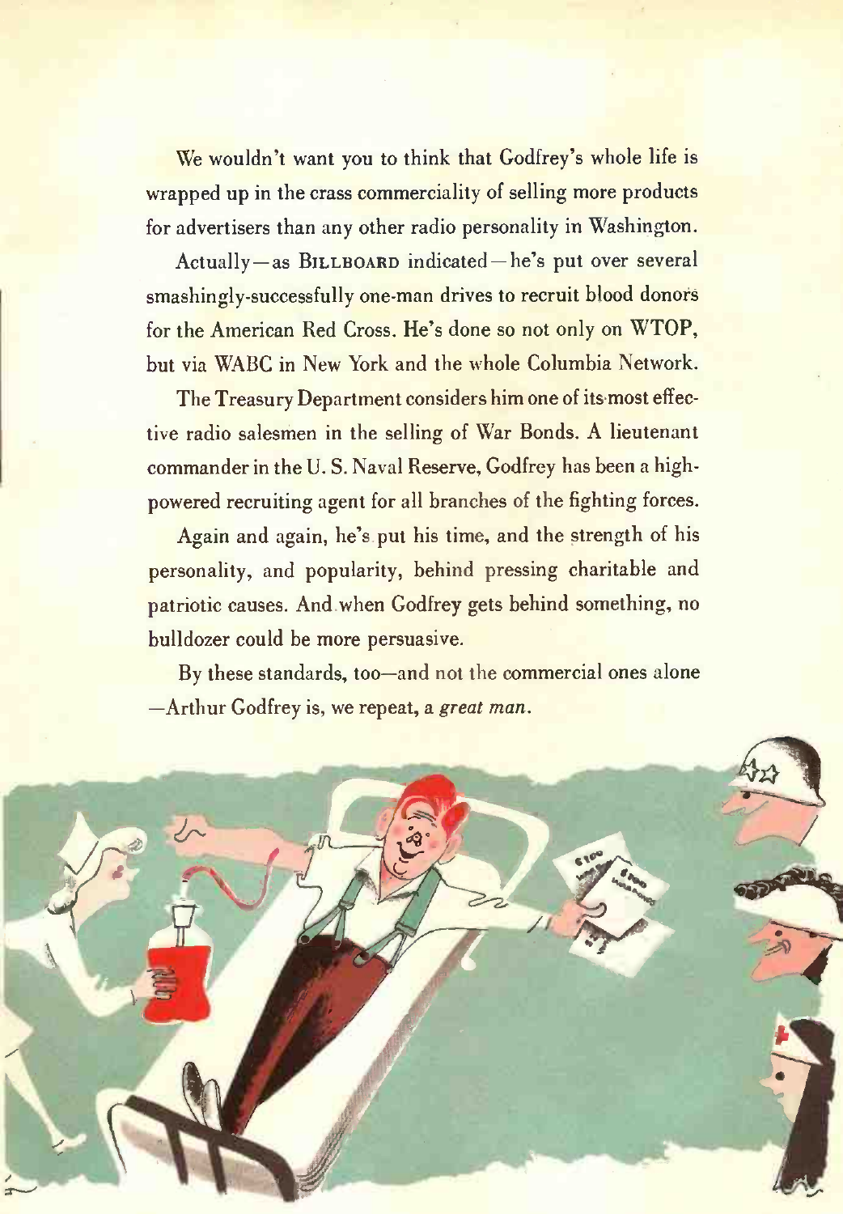We wouldn't want you to think that Godfrey's whole life is wrapped up in the crass commerciality of selling more products for advertisers than any other radio personality in Washington.

Actually—as BILLBOARD indicated—he's put over several smashingly-successfully one-man drives to recruit blood donors for the American Red Cross. He's done so not only on WTOP, but via WABC in New York and the whole Columbia Network.

The Treasury Department considers him one of its most effective radio salesmen in the selling of War Bonds. A lieutenant commander in the U. S. Naval Reserve, Godfrey has been a high-powered recruiting agent for all branches of the fighting forces.

Again and again, he's put his time, and the strength of his personality, and popularity, behind pressing charitable and patriotic causes. And when Godfrey gets behind something, no bulldozer could be more persuasive.

By these standards, too—and not the commercial ones alone—Arthur Godfrey is, we repeat, a *great man*.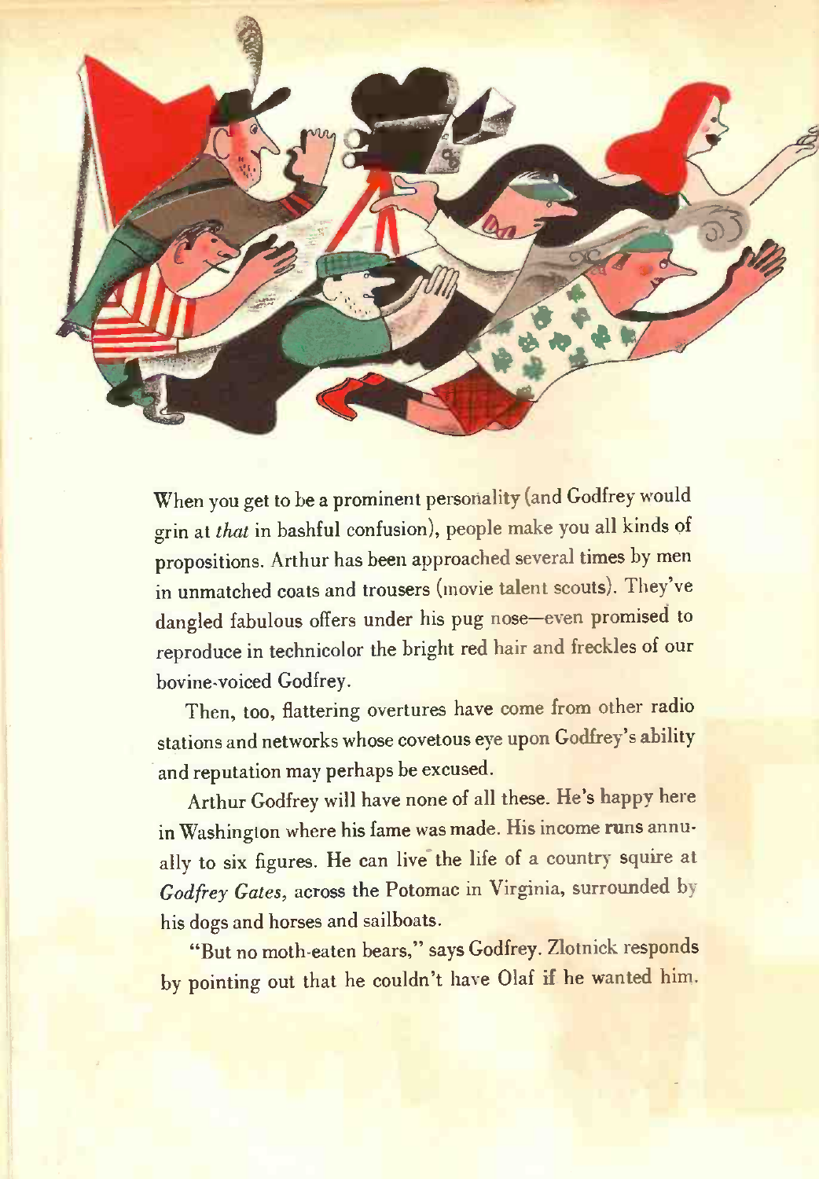When you get to be a prominent personality (and Godfrey would grin at *that* in bashful confusion), people make you all kinds of propositions. Arthur has been approached several times by men in unmatched coats and trousers (movie talent scouts). They've dangled fabulous offers under his pug nose—even promised to reproduce in technicolor the bright red hair and freckles of our bovine-voiced Godfrey.

Then, too, flattering overtures have come from other radio stations and networks whose covetous eye upon Godfrey's ability and reputation may perhaps be excused.

Arthur Godfrey will have none of all these. He's happy here in Washington where his fame was made. His income runs annually to six figures. He can live the life of a country squire at *Godfrey Gates,* across the Potomac in Virginia, surrounded by his dogs and horses and sailboats.

"But no moth-eaten bears," says Godfrey. Zlotnick responds by pointing out that he couldn't have Olaf if he wanted him.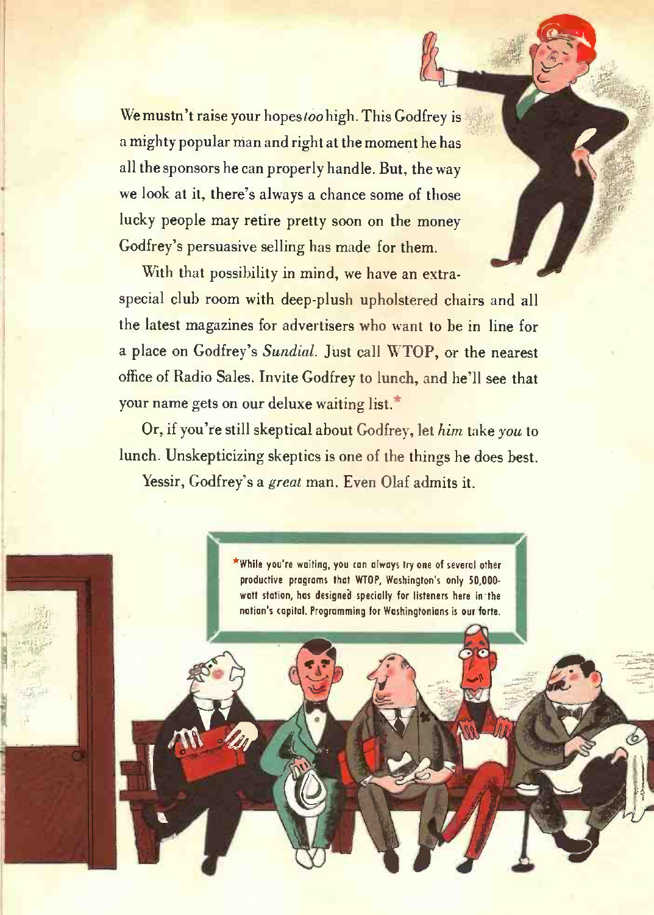We mustn't raise your hopes *too* high. This Godfrey is a mighty popular man and right at the moment he has all the sponsors he can properly handle. But, the way we look at it, there's always a chance some of those lucky people may retire pretty soon on the money Godfrey's persuasive selling has made for them.

With that possibility in mind, we have an extra-special club room with deep-plush upholstered chairs and all the latest magazines for advertisers who want to be in line for a place on Godfrey's *Sundial*. Just call WTOP, or the nearest office of Radio Sales. Invite Godfrey to lunch, and he'll see that your name gets on our deluxe waiting list.*

Or, if you're still skeptical about Godfrey, let *him* take *you* to lunch. Unskepticizing skeptics is one of the things he does best.

Yessir, Godfrey's a *great* man. Even Olaf admits it.

*While you're waiting, you can always try one of several other productive programs that WTOP, Washington's only 50,000-watt station, has designed specially for listeners here in the nation's capital. Programming for Washingtonians is our forte.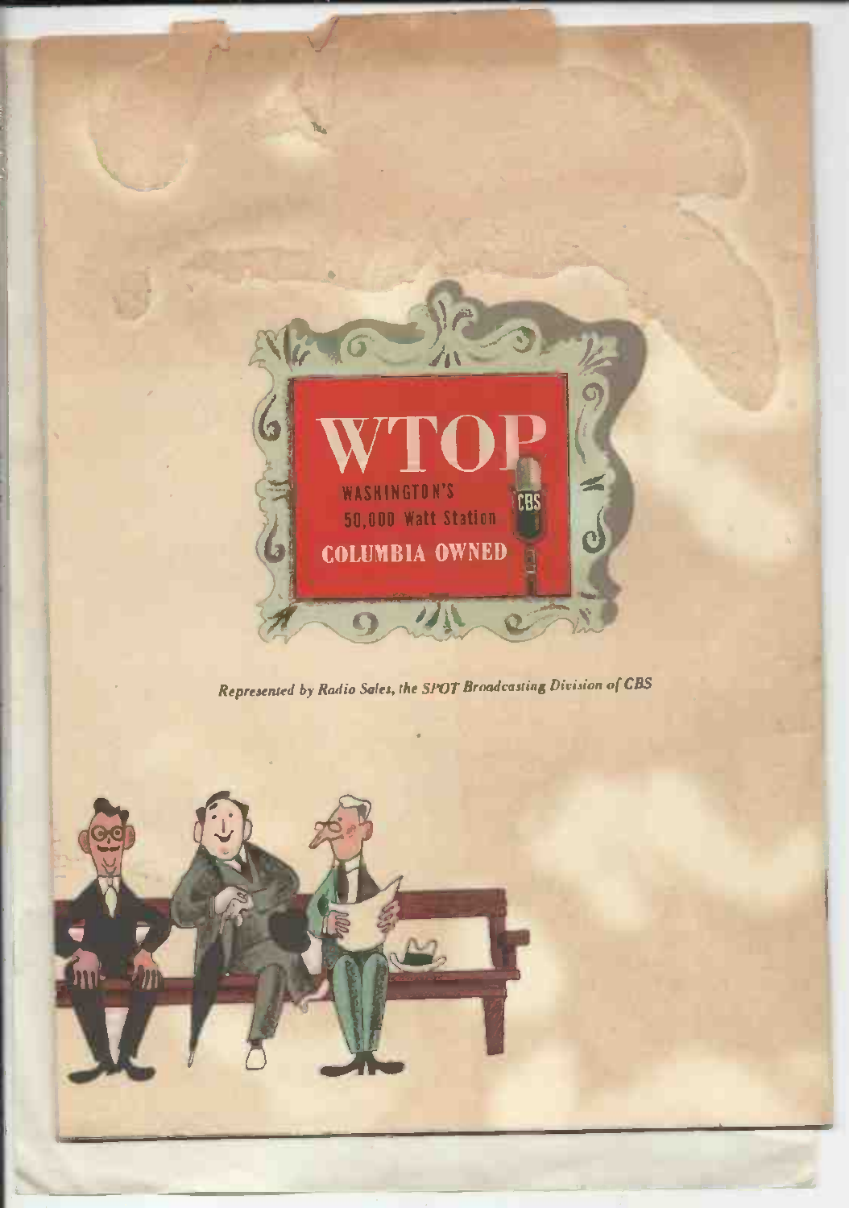# WTOP

WASHINGTON'S
50,000 Watt Station

COLUMBIA OWNED

*Represented by Radio Sales, the SPOT Broadcasting Division of CBS*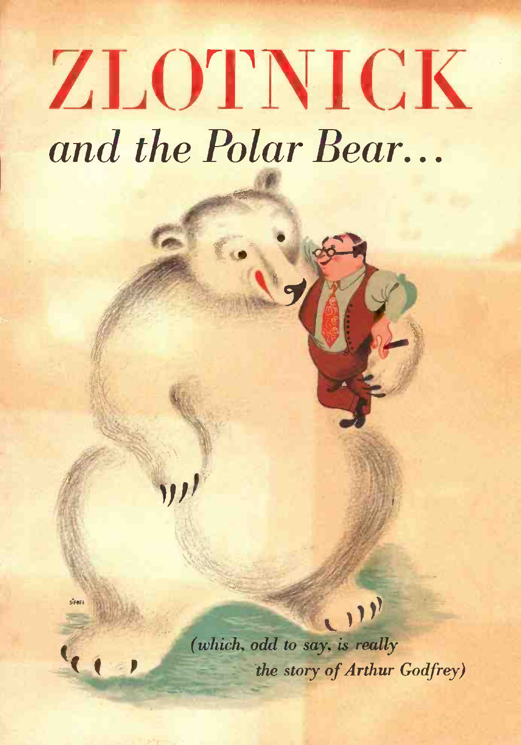# ZLOTNICK

## *and the Polar Bear...*

*(which, odd to say, is really the story of Arthur Godfrey)*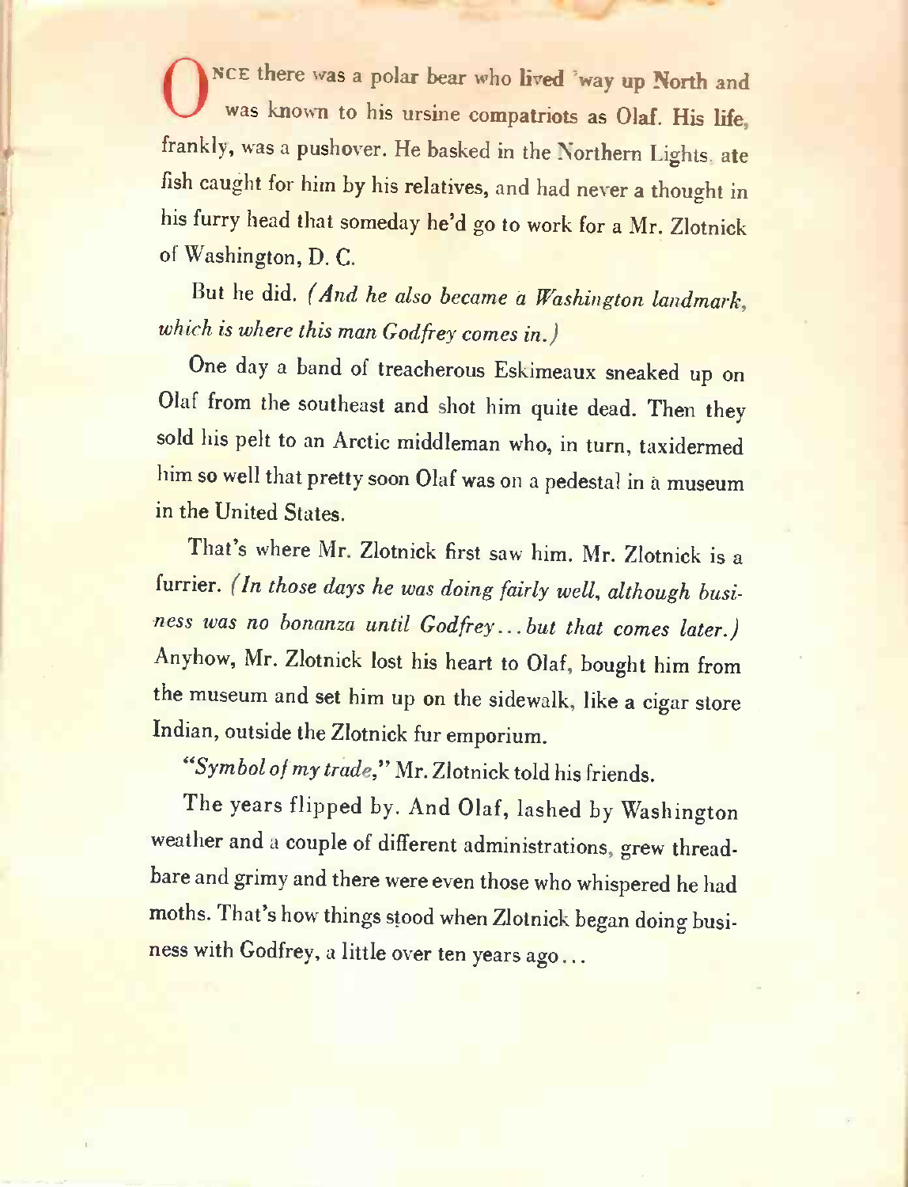ONCE there was a polar bear who lived 'way up North and was known to his ursine compatriots as Olaf. His life, frankly, was a pushover. He basked in the Northern Lights, ate fish caught for him by his relatives, and had never a thought in his furry head that someday he'd go to work for a Mr. Zlotnick of Washington, D. C.

But he did. *(And he also became a Washington landmark, which is where this man Godfrey comes in.)*

One day a band of treacherous Eskimeaux sneaked up on Olaf from the southeast and shot him quite dead. Then they sold his pelt to an Arctic middleman who, in turn, taxidermed him so well that pretty soon Olaf was on a pedestal in a museum in the United States.

That's where Mr. Zlotnick first saw him. Mr. Zlotnick is a furrier. *(In those days he was doing fairly well, although business was no bonanza until Godfrey... but that comes later.)* Anyhow, Mr. Zlotnick lost his heart to Olaf, bought him from the museum and set him up on the sidewalk, like a cigar store Indian, outside the Zlotnick fur emporium.

"*Symbol of my trade,*" Mr. Zlotnick told his friends.

The years flipped by. And Olaf, lashed by Washington weather and a couple of different administrations, grew threadbare and grimy and there were even those who whispered he had moths. That's how things stood when Zlotnick began doing business with Godfrey, a little over ten years ago...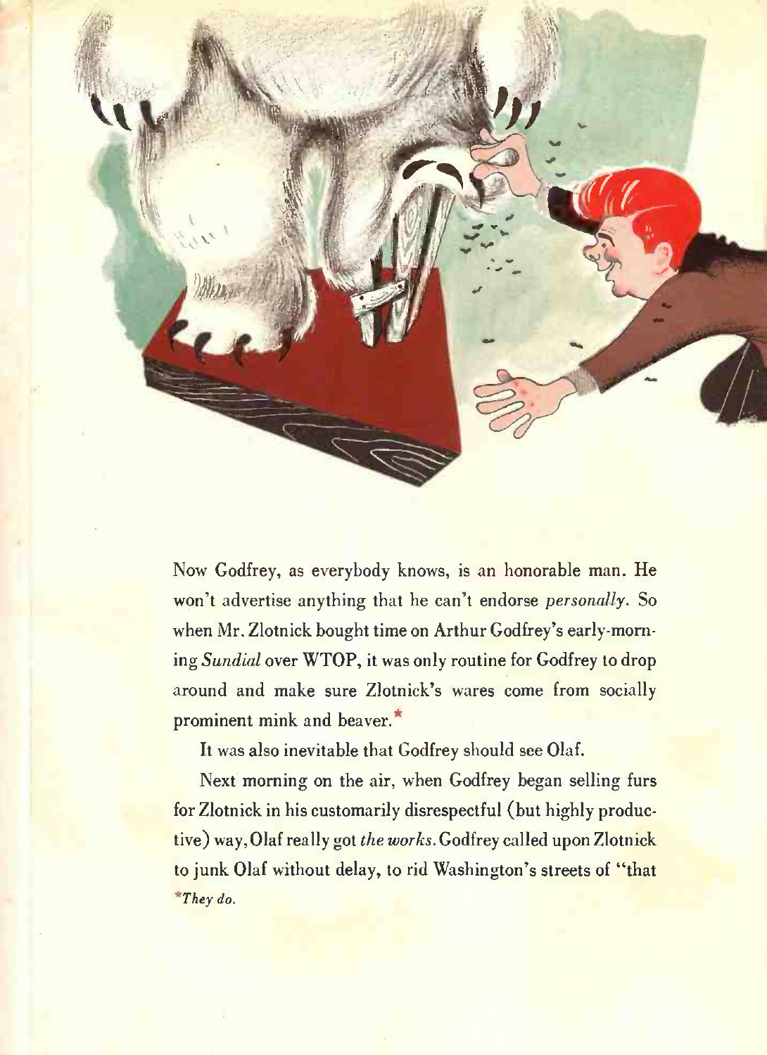Now Godfrey, as everybody knows, is an honorable man. He won't advertise anything that he can't endorse *personally*. So when Mr. Zlotnick bought time on Arthur Godfrey's early-morning *Sundial* over WTOP, it was only routine for Godfrey to drop around and make sure Zlotnick's wares come from socially prominent mink and beaver.*

It was also inevitable that Godfrey should see Olaf.

Next morning on the air, when Godfrey began selling furs for Zlotnick in his customarily disrespectful (but highly productive) way, Olaf really got *the works*. Godfrey called upon Zlotnick to junk Olaf without delay, to rid Washington's streets of "that

**They do.*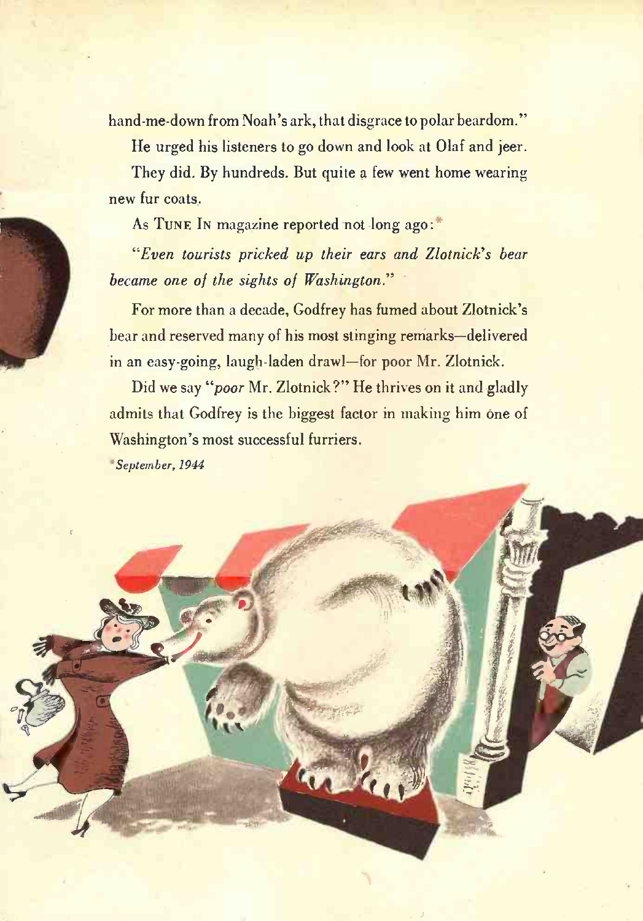hand-me-down from Noah's ark, that disgrace to polar beardom."

He urged his listeners to go down and look at Olaf and jeer.

They did. By hundreds. But quite a few went home wearing new fur coats.

As TUNE IN magazine reported not long ago:*

*"Even tourists pricked up their ears and Zlotnick's bear became one of the sights of Washington."*

For more than a decade, Godfrey has fumed about Zlotnick's bear and reserved many of his most stinging remarks—delivered in an easy-going, laugh-laden drawl—for poor Mr. Zlotnick.

Did we say "*poor* Mr. Zlotnick?" He thrives on it and gladly admits that Godfrey is the biggest factor in making him one of Washington's most successful furriers.

**September, 1944*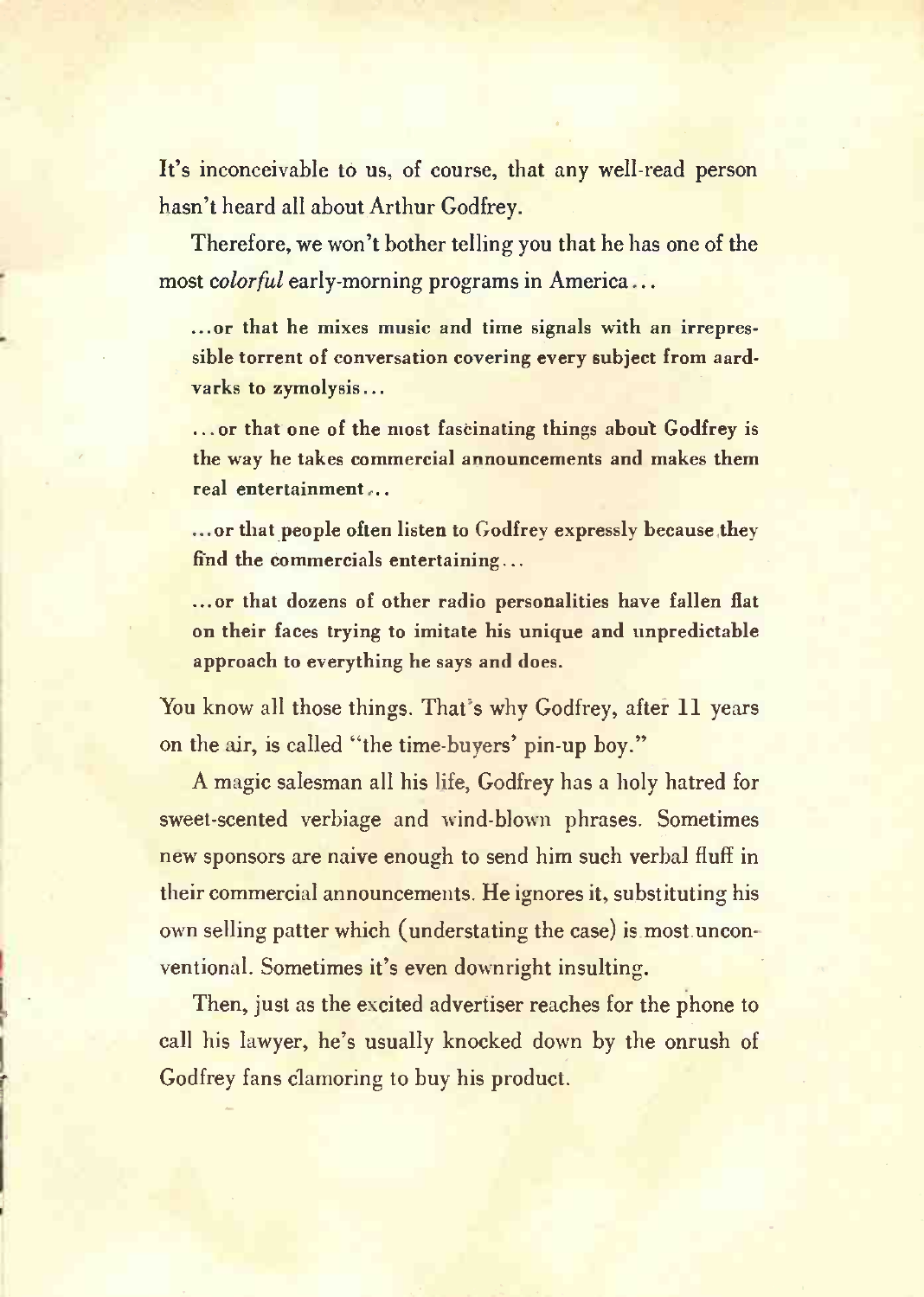It's inconceivable to us, of course, that any well-read person hasn't heard all about Arthur Godfrey.

Therefore, we won't bother telling you that he has one of the most *colorful* early-morning programs in America...

**...or that he mixes music and time signals with an irrepressible torrent of conversation covering every subject from aardvarks to zymolysis...**

**...or that one of the most fascinating things about Godfrey is the way he takes commercial announcements and makes them real entertainment...**

**...or that people often listen to Godfrey expressly because they find the commercials entertaining...**

**...or that dozens of other radio personalities have fallen flat on their faces trying to imitate his unique and unpredictable approach to everything he says and does.**

You know all those things. That's why Godfrey, after 11 years on the air, is called "the time-buyers' pin-up boy."

A magic salesman all his life, Godfrey has a holy hatred for sweet-scented verbiage and wind-blown phrases. Sometimes new sponsors are naive enough to send him such verbal fluff in their commercial announcements. He ignores it, substituting his own selling patter which (understating the case) is most unconventional. Sometimes it's even downright insulting.

Then, just as the excited advertiser reaches for the phone to call his lawyer, he's usually knocked down by the onrush of Godfrey fans clamoring to buy his product.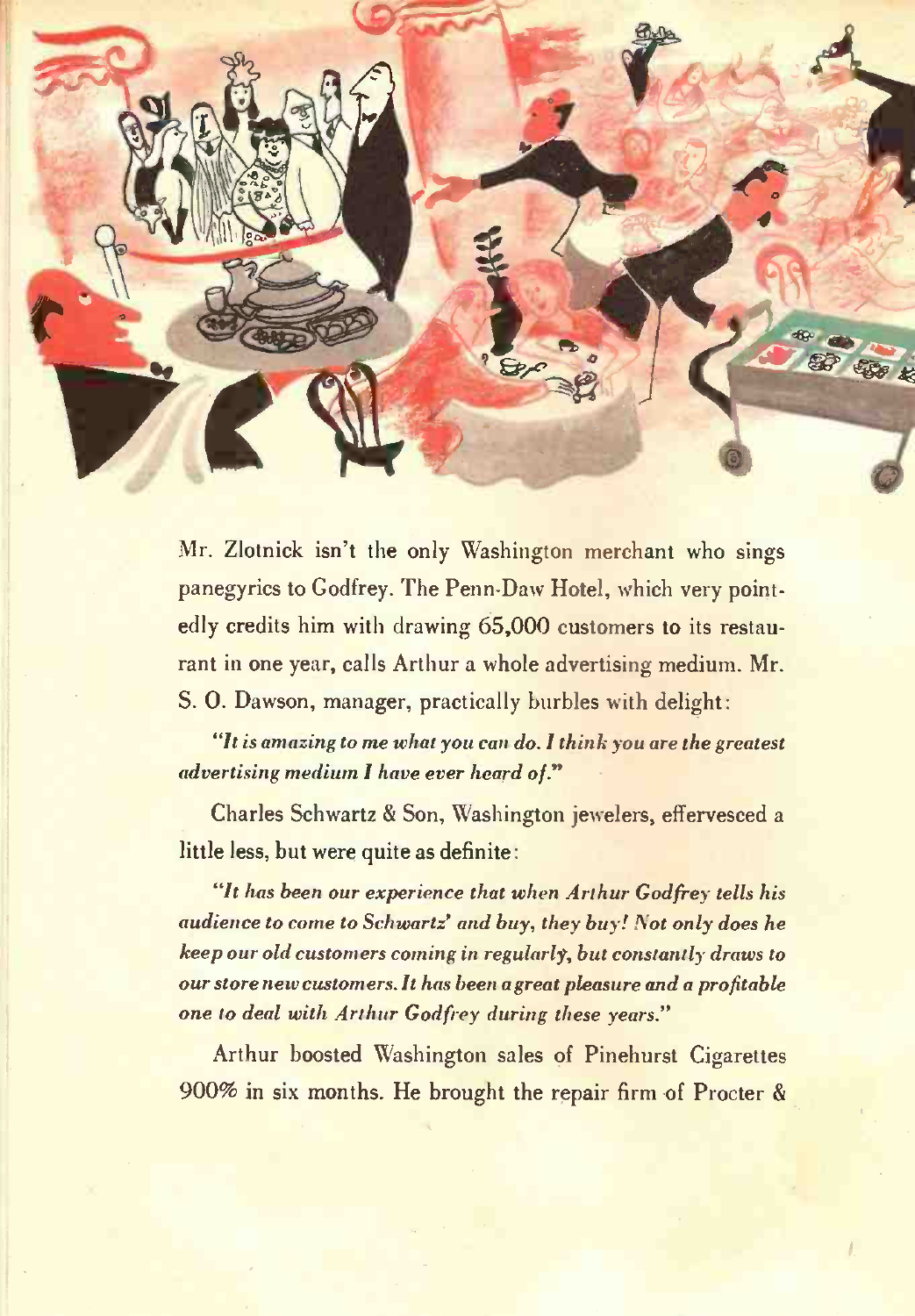Mr. Zlotnick isn't the only Washington merchant who sings panegyrics to Godfrey. The Penn-Daw Hotel, which very pointedly credits him with drawing 65,000 customers to its restaurant in one year, calls Arthur a whole advertising medium. Mr. S. O. Dawson, manager, practically burbles with delight:

*"It is amazing to me what you can do. I think you are the greatest advertising medium I have ever heard of."*

Charles Schwartz & Son, Washington jewelers, effervesced a little less, but were quite as definite:

*"It has been our experience that when Arthur Godfrey tells his audience to come to Schwartz' and buy, they buy! Not only does he keep our old customers coming in regularly, but constantly draws to our store new customers. It has been a great pleasure and a profitable one to deal with Arthur Godfrey during these years."*

Arthur boosted Washington sales of Pinehurst Cigarettes 900% in six months. He brought the repair firm of Procter &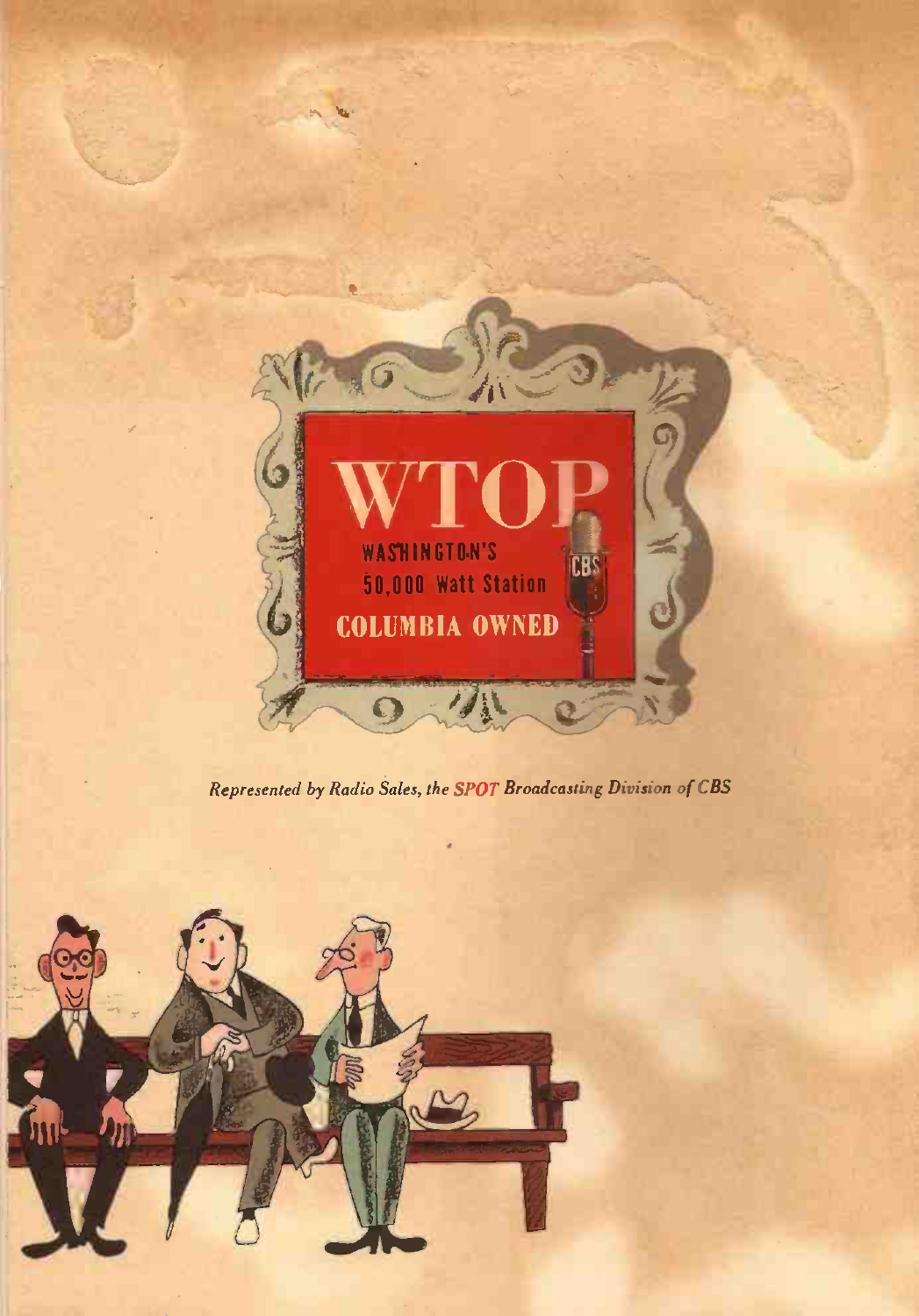WTOP

WASHINGTON'S

50,000 Watt Station

COLUMBIA OWNED

CBS

*Represented by Radio Sales, the SPOT Broadcasting Division of CBS*